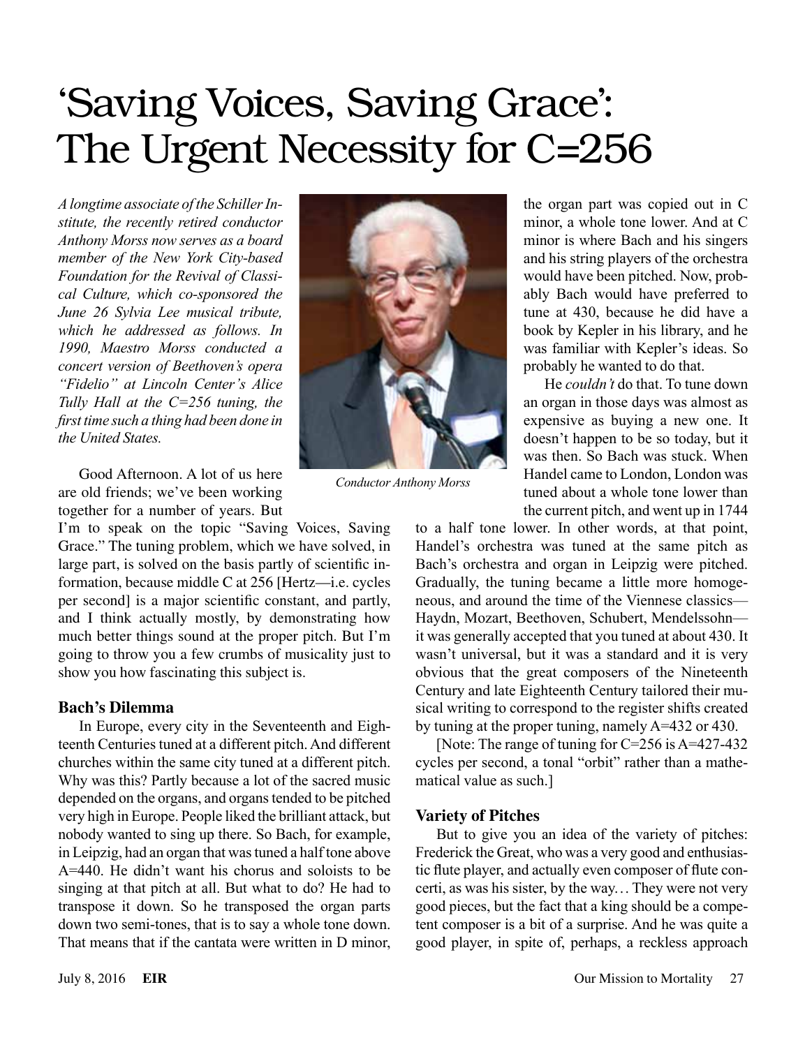# 'Saving Voices, Saving Grace': The Urgent Necessity for C=256

*A longtime associate of the Schiller Institute, the recently retired conductor Anthony Morss now serves as a board member of the New York City-based Foundation for the Revival of Classical Culture, which co-sponsored the June 26 Sylvia Lee musical tribute, which he addressed as follows. In 1990, Maestro Morss conducted a concert version of Beethoven's opera "Fidelio" at Lincoln Center's Alice Tully Hall at the C=256 tuning, the first time such a thing had been done in the United States.*

*Conductor Anthony Morss*

Good Afternoon. A lot of us here are old friends; we've been working together for a number of years. But I'm to speak on the topic "Saving Voices, Saving Grace." The tuning problem, which we have solved, in large part, is solved on the basis partly of scientific information, because middle C at 256 [Hertz—i.e. cycles per second] is a major scientific constant, and partly, and I think actually mostly, by demonstrating how much better things sound at the proper pitch. But I'm going to throw you a few crumbs of musicality just to show you how fascinating this subject is.

### Bach's Dilemma

In Europe, every city in the Seventeenth and Eighteenth Centuries tuned at a different pitch. And different churches within the same city tuned at a different pitch. Why was this? Partly because a lot of the sacred music depended on the organs, and organs tended to be pitched very high in Europe. People liked the brilliant attack, but nobody wanted to sing up there. So Bach, for example, in Leipzig, had an organ that was tuned a half tone above A=440. He didn't want his chorus and soloists to be singing at that pitch at all. But what to do? He had to transpose it down. So he transposed the organ parts down two semi-tones, that is to say a whole tone down. That means that if the cantata were written in D minor, the organ part was copied out in C minor, a whole tone lower. And at C minor is where Bach and his singers and his string players of the orchestra would have been pitched. Now, probably Bach would have preferred to tune at 430, because he did have a book by Kepler in his library, and he was familiar with Kepler's ideas. So probably he wanted to do that.

He *couldn't* do that. To tune down an organ in those days was almost as expensive as buying a new one. It doesn't happen to be so today, but it was then. So Bach was stuck. When Handel came to London, London was tuned about a whole tone lower than the current pitch, and went up in 1744 to a half tone lower. In other words, at that point, Handel's orchestra was tuned at the same pitch as Bach's orchestra and organ in Leipzig were pitched. Gradually, the tuning became a little more homogeneous, and around the time of the Viennese classics—Haydn, Mozart, Beethoven, Schubert, Mendelssohn—it was generally accepted that you tuned at about 430. It wasn't universal, but it was a standard and it is very obvious that the great composers of the Nineteenth Century and late Eighteenth Century tailored their musical writing to correspond to the register shifts created by tuning at the proper tuning, namely A=432 or 430.

[Note: The range of tuning for C=256 is A=427-432 cycles per second, a tonal "orbit" rather than a mathematical value as such.]

### Variety of Pitches

But to give you an idea of the variety of pitches: Frederick the Great, who was a very good and enthusiastic flute player, and actually even composer of flute concerti, as was his sister, by the way… They were not very good pieces, but the fact that a king should be a competent composer is a bit of a surprise. And he was quite a good player, in spite of, perhaps, a reckless approach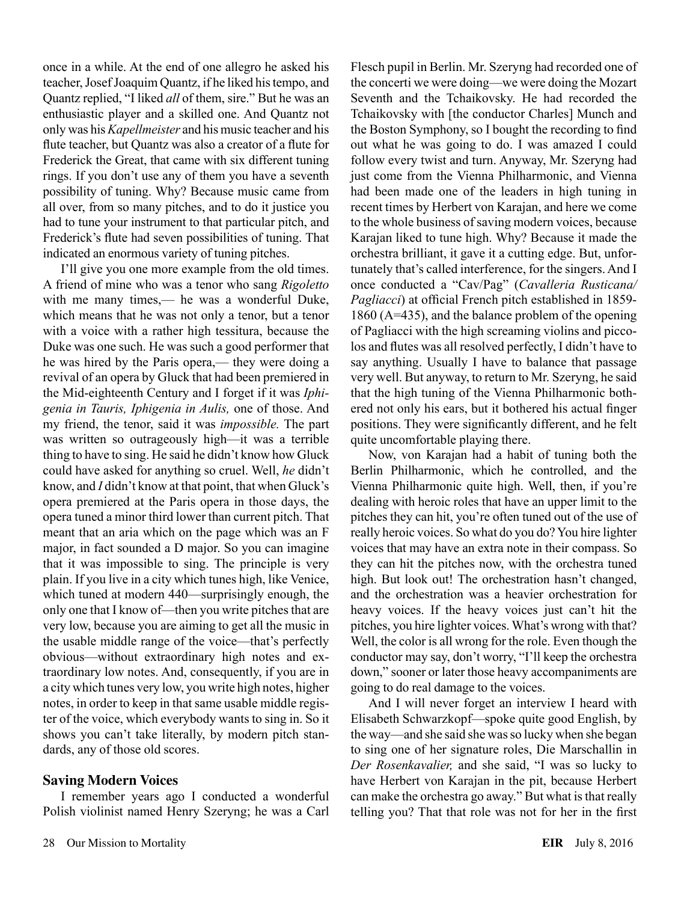once in a while. At the end of one allegro he asked his teacher, Josef Joaquim Quantz, if he liked his tempo, and Quantz replied, "I liked *all* of them, sire." But he was an enthusiastic player and a skilled one. And Quantz not only was his *Kapellmeister* and his music teacher and his flute teacher, but Quantz was also a creator of a flute for Frederick the Great, that came with six different tuning rings. If you don't use any of them you have a seventh possibility of tuning. Why? Because music came from all over, from so many pitches, and to do it justice you had to tune your instrument to that particular pitch, and Frederick's flute had seven possibilities of tuning. That indicated an enormous variety of tuning pitches.

I'll give you one more example from the old times. A friend of mine who was a tenor who sang *Rigoletto* with me many times,— he was a wonderful Duke, which means that he was not only a tenor, but a tenor with a voice with a rather high tessitura, because the Duke was one such. He was such a good performer that he was hired by the Paris opera,— they were doing a revival of an opera by Gluck that had been premiered in the Mid-eighteenth Century and I forget if it was *Iphigenia in Tauris, Iphigenia in Aulis,* one of those. And my friend, the tenor, said it was *impossible.* The part was written so outrageously high—it was a terrible thing to have to sing. He said he didn't know how Gluck could have asked for anything so cruel. Well, *he* didn't know, and *I* didn't know at that point, that when Gluck's opera premiered at the Paris opera in those days, the opera tuned a minor third lower than current pitch. That meant that an aria which on the page which was an F major, in fact sounded a D major. So you can imagine that it was impossible to sing. The principle is very plain. If you live in a city which tunes high, like Venice, which tuned at modern 440—surprisingly enough, the only one that I know of—then you write pitches that are very low, because you are aiming to get all the music in the usable middle range of the voice—that's perfectly obvious—without extraordinary high notes and extraordinary low notes. And, consequently, if you are in a city which tunes very low, you write high notes, higher notes, in order to keep in that same usable middle register of the voice, which everybody wants to sing in. So it shows you can't take literally, by modern pitch standards, any of those old scores.

## Saving Modern Voices

I remember years ago I conducted a wonderful Polish violinist named Henry Szeryng; he was a Carl Flesch pupil in Berlin. Mr. Szeryng had recorded one of the concerti we were doing—we were doing the Mozart Seventh and the Tchaikovsky. He had recorded the Tchaikovsky with [the conductor Charles] Munch and the Boston Symphony, so I bought the recording to find out what he was going to do. I was amazed I could follow every twist and turn. Anyway, Mr. Szeryng had just come from the Vienna Philharmonic, and Vienna had been made one of the leaders in high tuning in recent times by Herbert von Karajan, and here we come to the whole business of saving modern voices, because Karajan liked to tune high. Why? Because it made the orchestra brilliant, it gave it a cutting edge. But, unfortunately that's called interference, for the singers. And I once conducted a "Cav/Pag" (*Cavalleria Rusticana/ Pagliacci*) at official French pitch established in 1859-1860 (A=435), and the balance problem of the opening of Pagliacci with the high screaming violins and piccolos and flutes was all resolved perfectly, I didn't have to say anything. Usually I have to balance that passage very well. But anyway, to return to Mr. Szeryng, he said that the high tuning of the Vienna Philharmonic bothered not only his ears, but it bothered his actual finger positions. They were significantly different, and he felt quite uncomfortable playing there.

Now, von Karajan had a habit of tuning both the Berlin Philharmonic, which he controlled, and the Vienna Philharmonic quite high. Well, then, if you're dealing with heroic roles that have an upper limit to the pitches they can hit, you're often tuned out of the use of really heroic voices. So what do you do? You hire lighter voices that may have an extra note in their compass. So they can hit the pitches now, with the orchestra tuned high. But look out! The orchestration hasn't changed, and the orchestration was a heavier orchestration for heavy voices. If the heavy voices just can't hit the pitches, you hire lighter voices. What's wrong with that? Well, the color is all wrong for the role. Even though the conductor may say, don't worry, "I'll keep the orchestra down," sooner or later those heavy accompaniments are going to do real damage to the voices.

And I will never forget an interview I heard with Elisabeth Schwarzkopf—spoke quite good English, by the way—and she said she was so lucky when she began to sing one of her signature roles, Die Marschallin in *Der Rosenkavalier,* and she said, "I was so lucky to have Herbert von Karajan in the pit, because Herbert can make the orchestra go away." But what is that really telling you? That that role was not for her in the first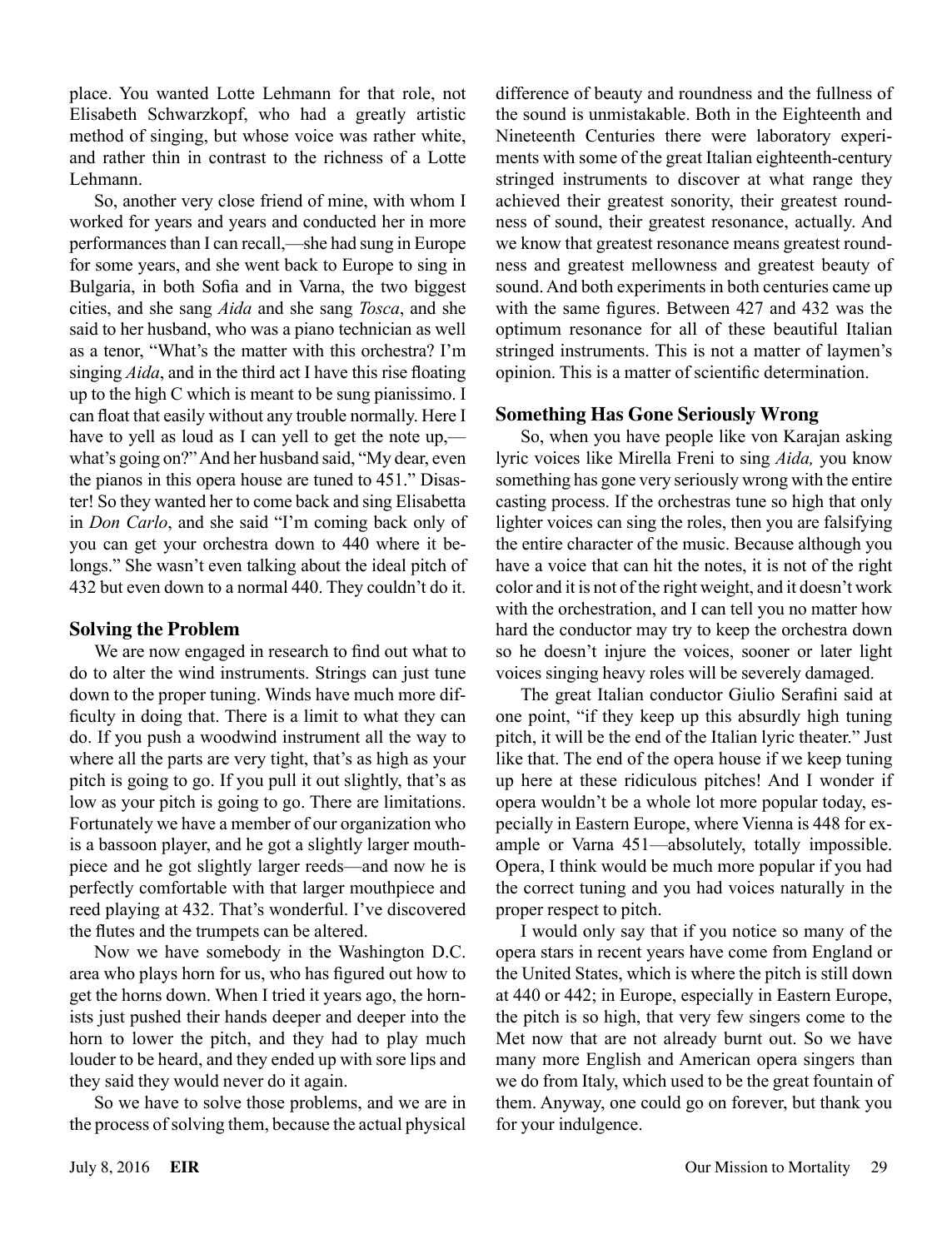place. You wanted Lotte Lehmann for that role, not Elisabeth Schwarzkopf, who had a greatly artistic method of singing, but whose voice was rather white, and rather thin in contrast to the richness of a Lotte Lehmann.

So, another very close friend of mine, with whom I worked for years and years and conducted her in more performances than I can recall,—she had sung in Europe for some years, and she went back to Europe to sing in Bulgaria, in both Sofia and in Varna, the two biggest cities, and she sang *Aida* and she sang *Tosca*, and she said to her husband, who was a piano technician as well as a tenor, "What's the matter with this orchestra? I'm singing *Aida*, and in the third act I have this rise floating up to the high C which is meant to be sung pianissimo. I can float that easily without any trouble normally. Here I have to yell as loud as I can yell to get the note up,—what's going on?" And her husband said, "My dear, even the pianos in this opera house are tuned to 451." Disaster! So they wanted her to come back and sing Elisabetta in *Don Carlo*, and she said "I'm coming back only of you can get your orchestra down to 440 where it belongs." She wasn't even talking about the ideal pitch of 432 but even down to a normal 440. They couldn't do it.

## Solving the Problem

We are now engaged in research to find out what to do to alter the wind instruments. Strings can just tune down to the proper tuning. Winds have much more difficulty in doing that. There is a limit to what they can do. If you push a woodwind instrument all the way to where all the parts are very tight, that's as high as your pitch is going to go. If you pull it out slightly, that's as low as your pitch is going to go. There are limitations. Fortunately we have a member of our organization who is a bassoon player, and he got a slightly larger mouthpiece and he got slightly larger reeds—and now he is perfectly comfortable with that larger mouthpiece and reed playing at 432. That's wonderful. I've discovered the flutes and the trumpets can be altered.

Now we have somebody in the Washington D.C. area who plays horn for us, who has figured out how to get the horns down. When I tried it years ago, the hornists just pushed their hands deeper and deeper into the horn to lower the pitch, and they had to play much louder to be heard, and they ended up with sore lips and they said they would never do it again.

So we have to solve those problems, and we are in the process of solving them, because the actual physical difference of beauty and roundness and the fullness of the sound is unmistakable. Both in the Eighteenth and Nineteenth Centuries there were laboratory experiments with some of the great Italian eighteenth-century stringed instruments to discover at what range they achieved their greatest sonority, their greatest roundness of sound, their greatest resonance, actually. And we know that greatest resonance means greatest roundness and greatest mellowness and greatest beauty of sound. And both experiments in both centuries came up with the same figures. Between 427 and 432 was the optimum resonance for all of these beautiful Italian stringed instruments. This is not a matter of laymen's opinion. This is a matter of scientific determination.

## Something Has Gone Seriously Wrong

So, when you have people like von Karajan asking lyric voices like Mirella Freni to sing *Aida,* you know something has gone very seriously wrong with the entire casting process. If the orchestras tune so high that only lighter voices can sing the roles, then you are falsifying the entire character of the music. Because although you have a voice that can hit the notes, it is not of the right color and it is not of the right weight, and it doesn't work with the orchestration, and I can tell you no matter how hard the conductor may try to keep the orchestra down so he doesn't injure the voices, sooner or later light voices singing heavy roles will be severely damaged.

The great Italian conductor Giulio Serafini said at one point, "if they keep up this absurdly high tuning pitch, it will be the end of the Italian lyric theater." Just like that. The end of the opera house if we keep tuning up here at these ridiculous pitches! And I wonder if opera wouldn't be a whole lot more popular today, especially in Eastern Europe, where Vienna is 448 for example or Varna 451—absolutely, totally impossible. Opera, I think would be much more popular if you had the correct tuning and you had voices naturally in the proper respect to pitch.

I would only say that if you notice so many of the opera stars in recent years have come from England or the United States, which is where the pitch is still down at 440 or 442; in Europe, especially in Eastern Europe, the pitch is so high, that very few singers come to the Met now that are not already burnt out. So we have many more English and American opera singers than we do from Italy, which used to be the great fountain of them. Anyway, one could go on forever, but thank you for your indulgence.